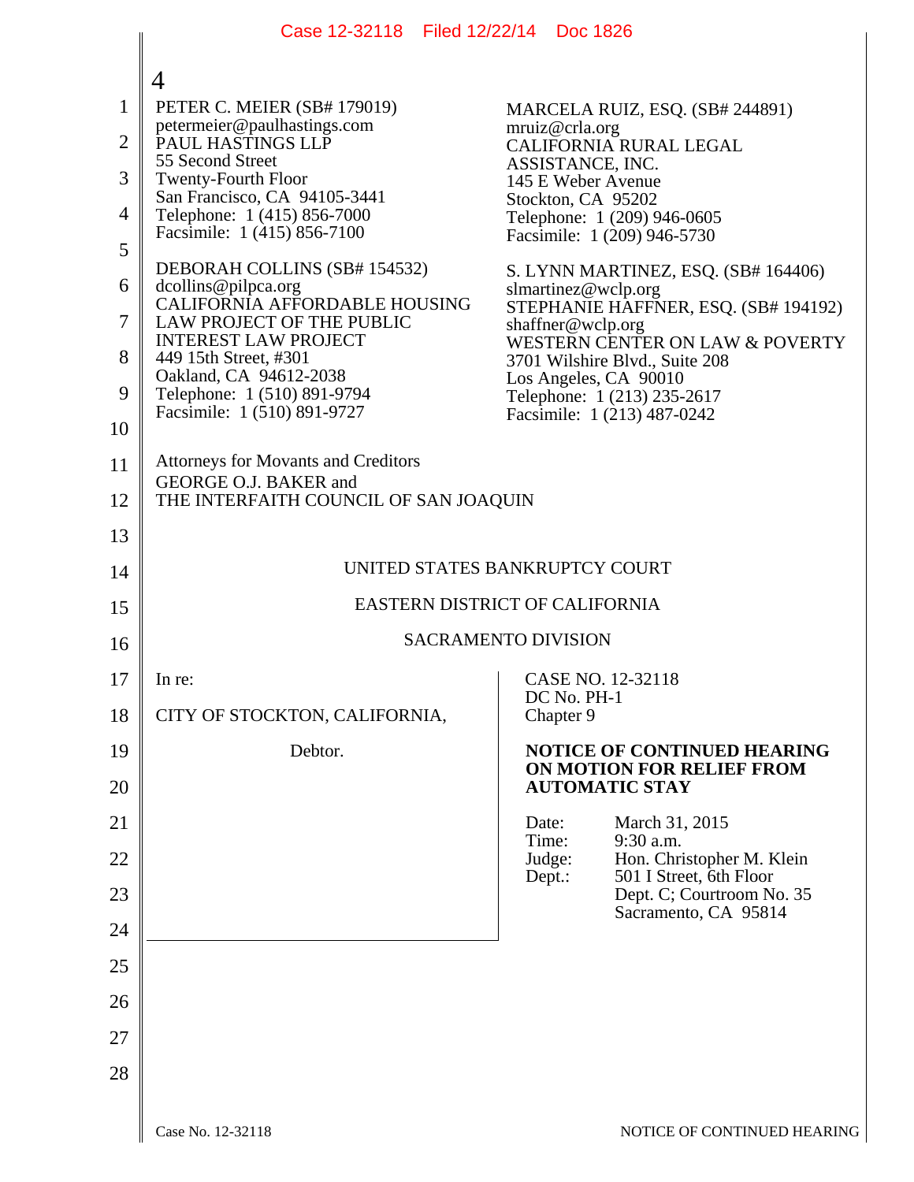PETER C. MEIER (SB# 179019)
petermeier@paulhastings.com
PAUL HASTINGS LLP
55 Second Street
Twenty-Fourth Floor
San Francisco, CA 94105-3441
Telephone: 1 (415) 856-7000
Facsimile: 1 (415) 856-7100

DEBORAH COLLINS (SB# 154532)
dcollins@pilpca.org
CALIFORNIA AFFORDABLE HOUSING LAW PROJECT OF THE PUBLIC INTEREST LAW PROJECT
449 15th Street, #301
Oakland, CA 94612-2038
Telephone: 1 (510) 891-9794
Facsimile: 1 (510) 891-9727

MARCELA RUIZ, ESQ. (SB# 244891)
mruiz@crla.org
CALIFORNIA RURAL LEGAL ASSISTANCE, INC.
145 E Weber Avenue
Stockton, CA 95202
Telephone: 1 (209) 946-0605
Facsimile: 1 (209) 946-5730

S. LYNN MARTINEZ, ESQ. (SB# 164406)
slmartinez@wclp.org
STEPHANIE HAFFNER, ESQ. (SB# 194192)
shaffner@wclp.org
WESTERN CENTER ON LAW & POVERTY
3701 Wilshire Blvd., Suite 208
Los Angeles, CA 90010
Telephone: 1 (213) 235-2617
Facsimile: 1 (213) 487-0242

Attorneys for Movants and Creditors
GEORGE O.J. BAKER and
THE INTERFAITH COUNCIL OF SAN JOAQUIN

UNITED STATES BANKRUPTCY COURT

EASTERN DISTRICT OF CALIFORNIA

SACRAMENTO DIVISION

In re:

CITY OF STOCKTON, CALIFORNIA,

Debtor.

CASE NO. 12-32118
DC No. PH-1
Chapter 9

**NOTICE OF CONTINUED HEARING ON MOTION FOR RELIEF FROM AUTOMATIC STAY**

Date: March 31, 2015
Time: 9:30 a.m.
Judge: Hon. Christopher M. Klein
Dept.: 501 I Street, 6th Floor
Dept. C; Courtroom No. 35
Sacramento, CA 95814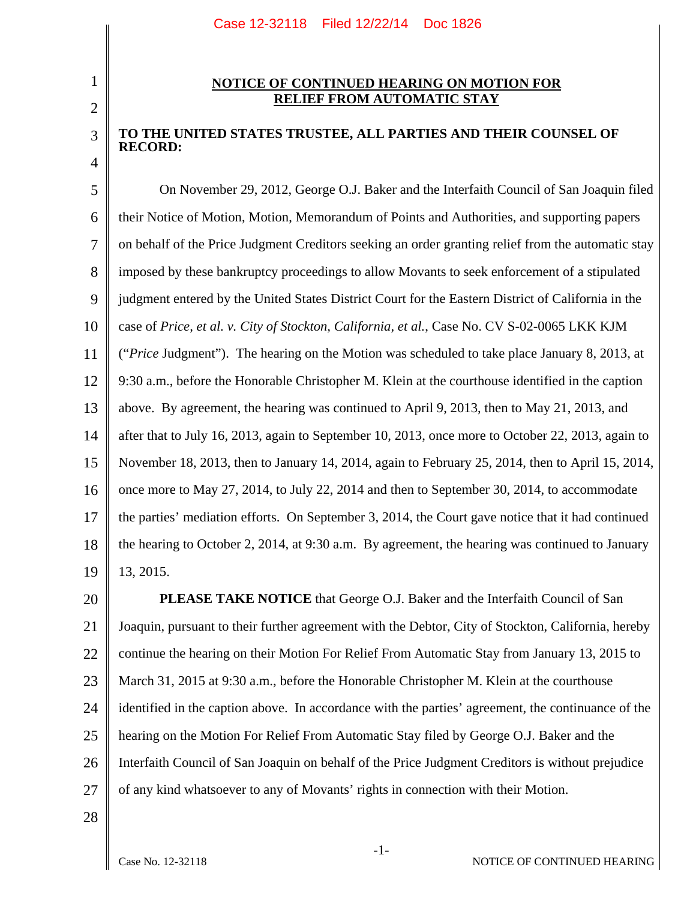## NOTICE OF CONTINUED HEARING ON MOTION FOR RELIEF FROM AUTOMATIC STAY

**TO THE UNITED STATES TRUSTEE, ALL PARTIES AND THEIR COUNSEL OF RECORD:**

On November 29, 2012, George O.J. Baker and the Interfaith Council of San Joaquin filed their Notice of Motion, Motion, Memorandum of Points and Authorities, and supporting papers on behalf of the Price Judgment Creditors seeking an order granting relief from the automatic stay imposed by these bankruptcy proceedings to allow Movants to seek enforcement of a stipulated judgment entered by the United States District Court for the Eastern District of California in the case of *Price, et al. v. City of Stockton, California, et al.*, Case No. CV S-02-0065 LKK KJM ("*Price* Judgment"). The hearing on the Motion was scheduled to take place January 8, 2013, at 9:30 a.m., before the Honorable Christopher M. Klein at the courthouse identified in the caption above. By agreement, the hearing was continued to April 9, 2013, then to May 21, 2013, and after that to July 16, 2013, again to September 10, 2013, once more to October 22, 2013, again to November 18, 2013, then to January 14, 2014, again to February 25, 2014, then to April 15, 2014, once more to May 27, 2014, to July 22, 2014 and then to September 30, 2014, to accommodate the parties' mediation efforts. On September 3, 2014, the Court gave notice that it had continued the hearing to October 2, 2014, at 9:30 a.m. By agreement, the hearing was continued to January 13, 2015.

**PLEASE TAKE NOTICE** that George O.J. Baker and the Interfaith Council of San Joaquin, pursuant to their further agreement with the Debtor, City of Stockton, California, hereby continue the hearing on their Motion For Relief From Automatic Stay from January 13, 2015 to March 31, 2015 at 9:30 a.m., before the Honorable Christopher M. Klein at the courthouse identified in the caption above. In accordance with the parties' agreement, the continuance of the hearing on the Motion For Relief From Automatic Stay filed by George O.J. Baker and the Interfaith Council of San Joaquin on behalf of the Price Judgment Creditors is without prejudice of any kind whatsoever to any of Movants' rights in connection with their Motion.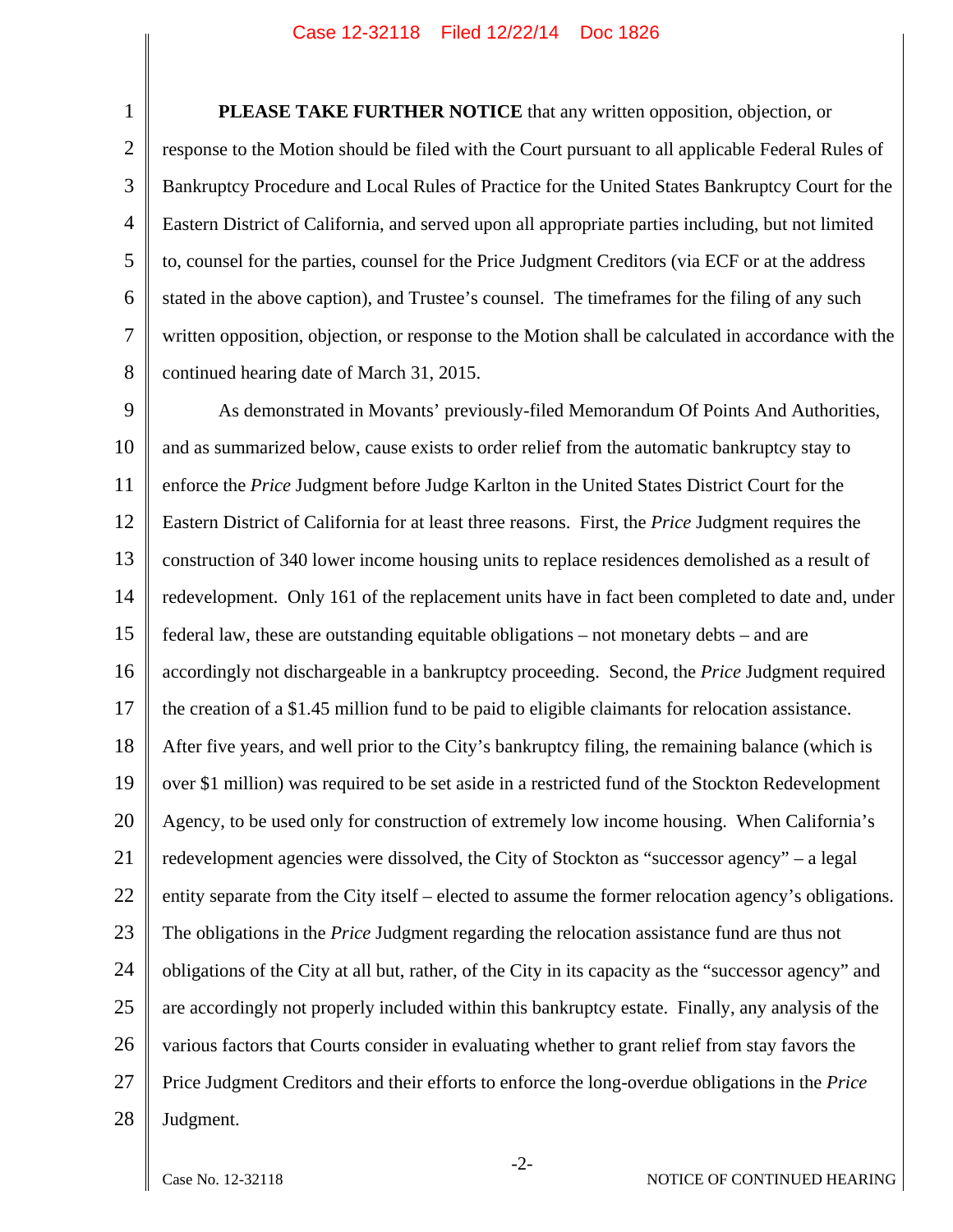**PLEASE TAKE FURTHER NOTICE** that any written opposition, objection, or response to the Motion should be filed with the Court pursuant to all applicable Federal Rules of Bankruptcy Procedure and Local Rules of Practice for the United States Bankruptcy Court for the Eastern District of California, and served upon all appropriate parties including, but not limited to, counsel for the parties, counsel for the Price Judgment Creditors (via ECF or at the address stated in the above caption), and Trustee's counsel. The timeframes for the filing of any such written opposition, objection, or response to the Motion shall be calculated in accordance with the continued hearing date of March 31, 2015.

As demonstrated in Movants' previously-filed Memorandum Of Points And Authorities, and as summarized below, cause exists to order relief from the automatic bankruptcy stay to enforce the *Price* Judgment before Judge Karlton in the United States District Court for the Eastern District of California for at least three reasons. First, the *Price* Judgment requires the construction of 340 lower income housing units to replace residences demolished as a result of redevelopment. Only 161 of the replacement units have in fact been completed to date and, under federal law, these are outstanding equitable obligations – not monetary debts – and are accordingly not dischargeable in a bankruptcy proceeding. Second, the *Price* Judgment required the creation of a $1.45 million fund to be paid to eligible claimants for relocation assistance. After five years, and well prior to the City's bankruptcy filing, the remaining balance (which is over $1 million) was required to be set aside in a restricted fund of the Stockton Redevelopment Agency, to be used only for construction of extremely low income housing. When California's redevelopment agencies were dissolved, the City of Stockton as "successor agency" – a legal entity separate from the City itself – elected to assume the former relocation agency's obligations. The obligations in the *Price* Judgment regarding the relocation assistance fund are thus not obligations of the City at all but, rather, of the City in its capacity as the "successor agency" and are accordingly not properly included within this bankruptcy estate. Finally, any analysis of the various factors that Courts consider in evaluating whether to grant relief from stay favors the Price Judgment Creditors and their efforts to enforce the long-overdue obligations in the *Price* Judgment.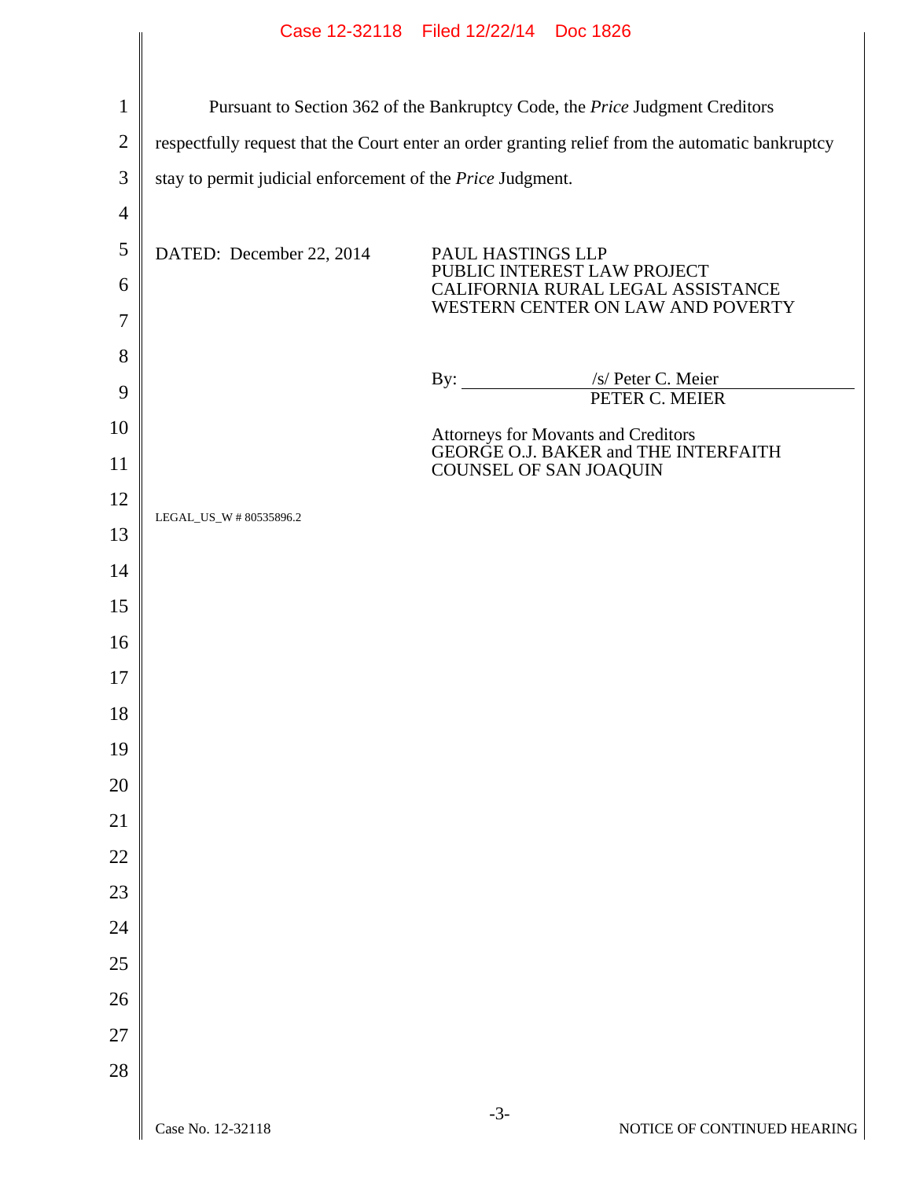Pursuant to Section 362 of the Bankruptcy Code, the *Price* Judgment Creditors respectfully request that the Court enter an order granting relief from the automatic bankruptcy stay to permit judicial enforcement of the *Price* Judgment.

DATED: December 22, 2014

PAUL HASTINGS LLP
PUBLIC INTEREST LAW PROJECT
CALIFORNIA RURAL LEGAL ASSISTANCE
WESTERN CENTER ON LAW AND POVERTY

By: /s/ Peter C. Meier
PETER C. MEIER

Attorneys for Movants and Creditors
GEORGE O.J. BAKER and THE INTERFAITH COUNSEL OF SAN JOAQUIN

LEGAL_US_W # 80535896.2